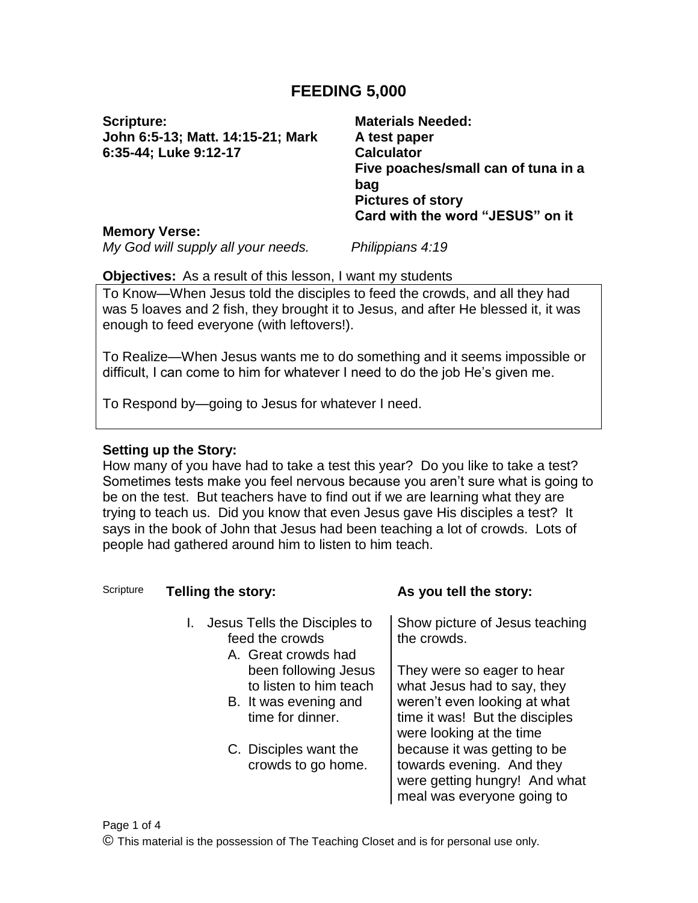# FEEDING 5,000

**Scripture:**
**John 6:5-13; Matt. 14:15-21; Mark 6:35-44; Luke 9:12-17**

**Materials Needed:**
**A test paper**
**Calculator**
**Five poaches/small can of tuna in a bag**
**Pictures of story**
**Card with the word "JESUS" on it**

**Memory Verse:**
*My God will supply all your needs.* *Philippians 4:19*

**Objectives:** As a result of this lesson, I want my students

To Know—When Jesus told the disciples to feed the crowds, and all they had was 5 loaves and 2 fish, they brought it to Jesus, and after He blessed it, it was enough to feed everyone (with leftovers!).

To Realize—When Jesus wants me to do something and it seems impossible or difficult, I can come to him for whatever I need to do the job He's given me.

To Respond by—going to Jesus for whatever I need.

**Setting up the Story:**
How many of you have had to take a test this year? Do you like to take a test? Sometimes tests make you feel nervous because you aren't sure what is going to be on the test. But teachers have to find out if we are learning what they are trying to teach us. Did you know that even Jesus gave His disciples a test? It says in the book of John that Jesus had been teaching a lot of crowds. Lots of people had gathered around him to listen to him teach.

| Scripture | **Telling the story:** | **As you tell the story:** |
|---|---|---|
| | I. Jesus Tells the Disciples to feed the crowds | Show picture of Jesus teaching the crowds. |
| | A. Great crowds had been following Jesus to listen to him teach<br>B. It was evening and time for dinner.<br>C. Disciples want the crowds to go home. | They were so eager to hear what Jesus had to say, they weren't even looking at what time it was! But the disciples were looking at the time because it was getting to be towards evening. And they were getting hungry! And what meal was everyone going to |

© This material is the possession of The Teaching Closet and is for personal use only.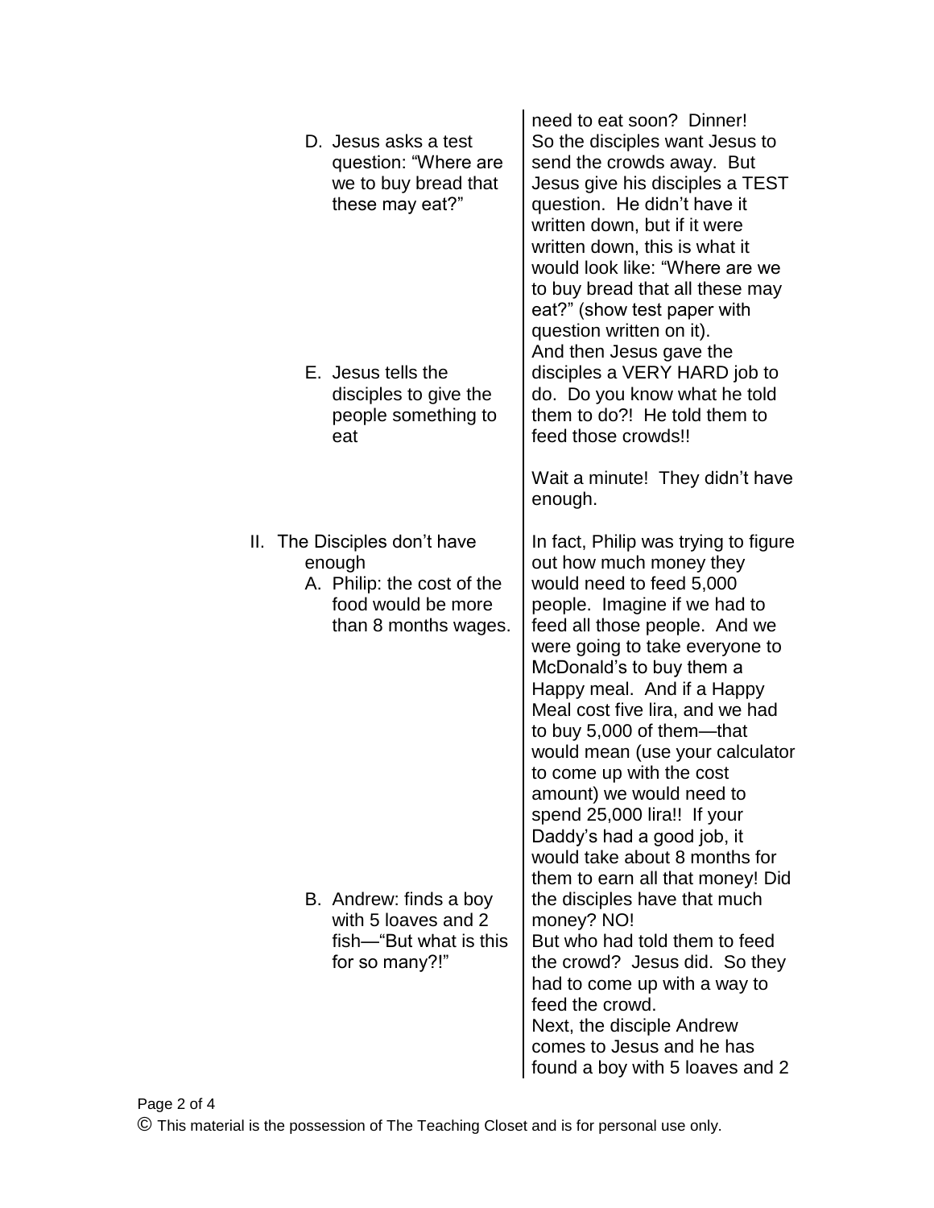| | |
|---|---|
| | need to eat soon? Dinner! |
| D. Jesus asks a test question: "Where are we to buy bread that these may eat?" | So the disciples want Jesus to send the crowds away. But Jesus give his disciples a TEST question. He didn't have it written down, but if it were written down, this is what it would look like: "Where are we to buy bread that all these may eat?" (show test paper with question written on it). |
| E. Jesus tells the disciples to give the people something to eat | And then Jesus gave the disciples a VERY HARD job to do. Do you know what he told them to do?! He told them to feed those crowds!!<br><br>Wait a minute! They didn't have enough. |
| II. The Disciples don't have enough<br>A. Philip: the cost of the food would be more than 8 months wages. | In fact, Philip was trying to figure out how much money they would need to feed 5,000 people. Imagine if we had to feed all those people. And we were going to take everyone to McDonald's to buy them a Happy meal. And if a Happy Meal cost five lira, and we had to buy 5,000 of them—that would mean (use your calculator to come up with the cost amount) we would need to spend 25,000 lira!! If your Daddy's had a good job, it would take about 8 months for them to earn all that money! Did the disciples have that much money? NO! |
| B. Andrew: finds a boy with 5 loaves and 2 fish—"But what is this for so many?!" | But who had told them to feed the crowd? Jesus did. So they had to come up with a way to feed the crowd.<br>Next, the disciple Andrew comes to Jesus and he has found a boy with 5 loaves and 2 |

© This material is the possession of The Teaching Closet and is for personal use only.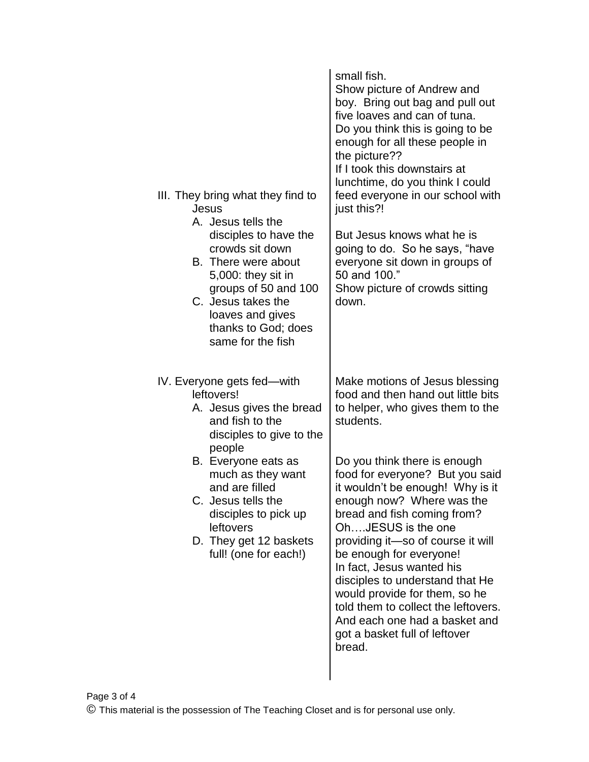| | |
|---|---|
| | small fish.<br>Show picture of Andrew and boy. Bring out bag and pull out five loaves and can of tuna.<br>Do you think this is going to be enough for all these people in the picture??<br>If I took this downstairs at lunchtime, do you think I could feed everyone in our school with just this?! |
| III. They bring what they find to Jesus<br>A. Jesus tells the disciples to have the crowds sit down<br>B. There were about 5,000: they sit in groups of 50 and 100<br>C. Jesus takes the loaves and gives thanks to God; does same for the fish | But Jesus knows what he is going to do. So he says, "have everyone sit down in groups of 50 and 100."<br>Show picture of crowds sitting down. |
| IV. Everyone gets fed—with leftovers!<br>A. Jesus gives the bread and fish to the disciples to give to the people<br>B. Everyone eats as much as they want and are filled<br>C. Jesus tells the disciples to pick up leftovers<br>D. They get 12 baskets full! (one for each!) | Make motions of Jesus blessing food and then hand out little bits to helper, who gives them to the students.<br><br>Do you think there is enough food for everyone? But you said it wouldn't be enough! Why is it enough now? Where was the bread and fish coming from? Oh….JESUS is the one providing it—so of course it will be enough for everyone!<br>In fact, Jesus wanted his disciples to understand that He would provide for them, so he told them to collect the leftovers. And each one had a basket and got a basket full of leftover bread. |

© This material is the possession of The Teaching Closet and is for personal use only.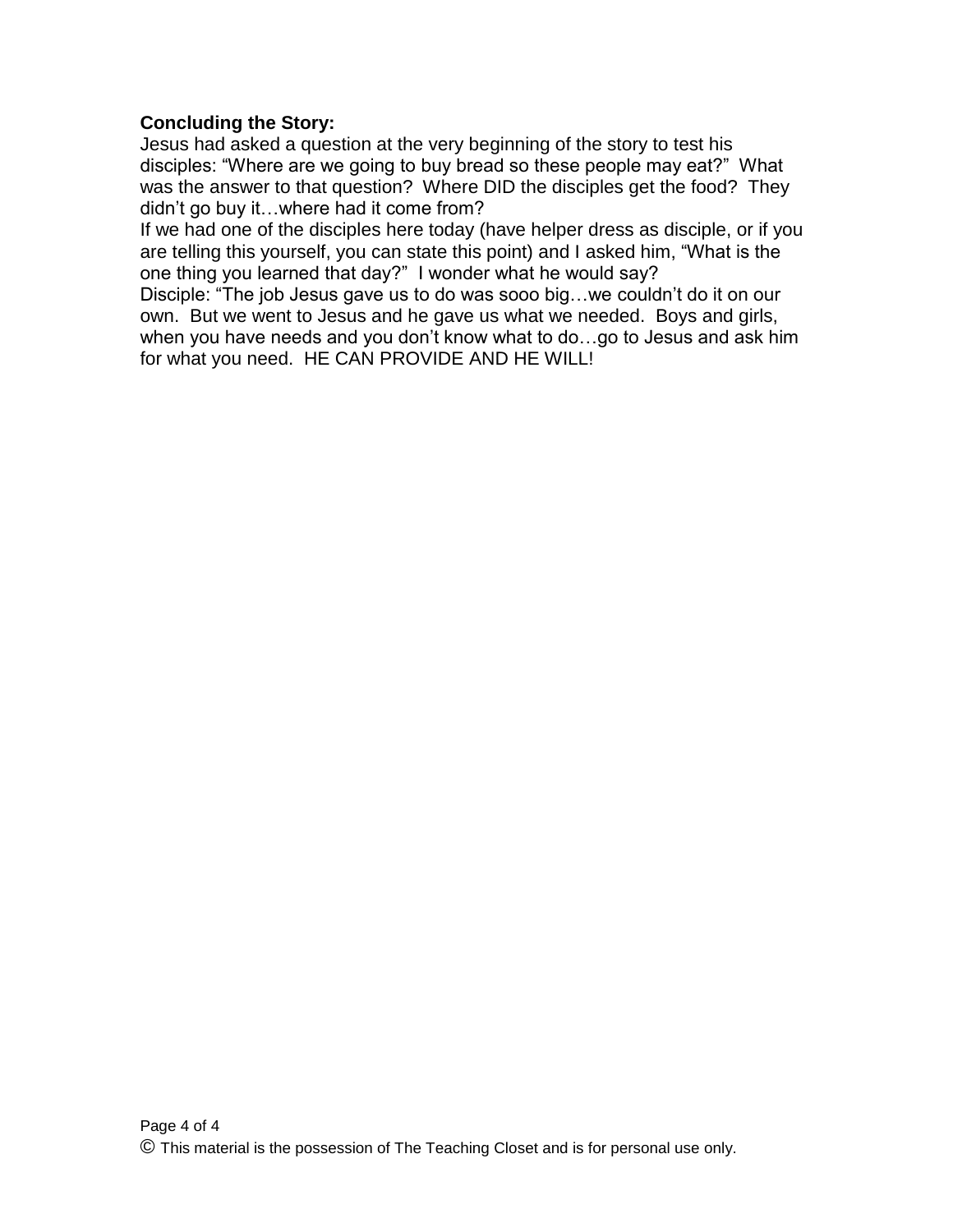**Concluding the Story:**

Jesus had asked a question at the very beginning of the story to test his disciples: “Where are we going to buy bread so these people may eat?” What was the answer to that question? Where DID the disciples get the food? They didn’t go buy it…where had it come from?

If we had one of the disciples here today (have helper dress as disciple, or if you are telling this yourself, you can state this point) and I asked him, “What is the one thing you learned that day?” I wonder what he would say?

Disciple: “The job Jesus gave us to do was sooo big…we couldn’t do it on our own. But we went to Jesus and he gave us what we needed. Boys and girls, when you have needs and you don’t know what to do…go to Jesus and ask him for what you need. HE CAN PROVIDE AND HE WILL!

© This material is the possession of The Teaching Closet and is for personal use only.